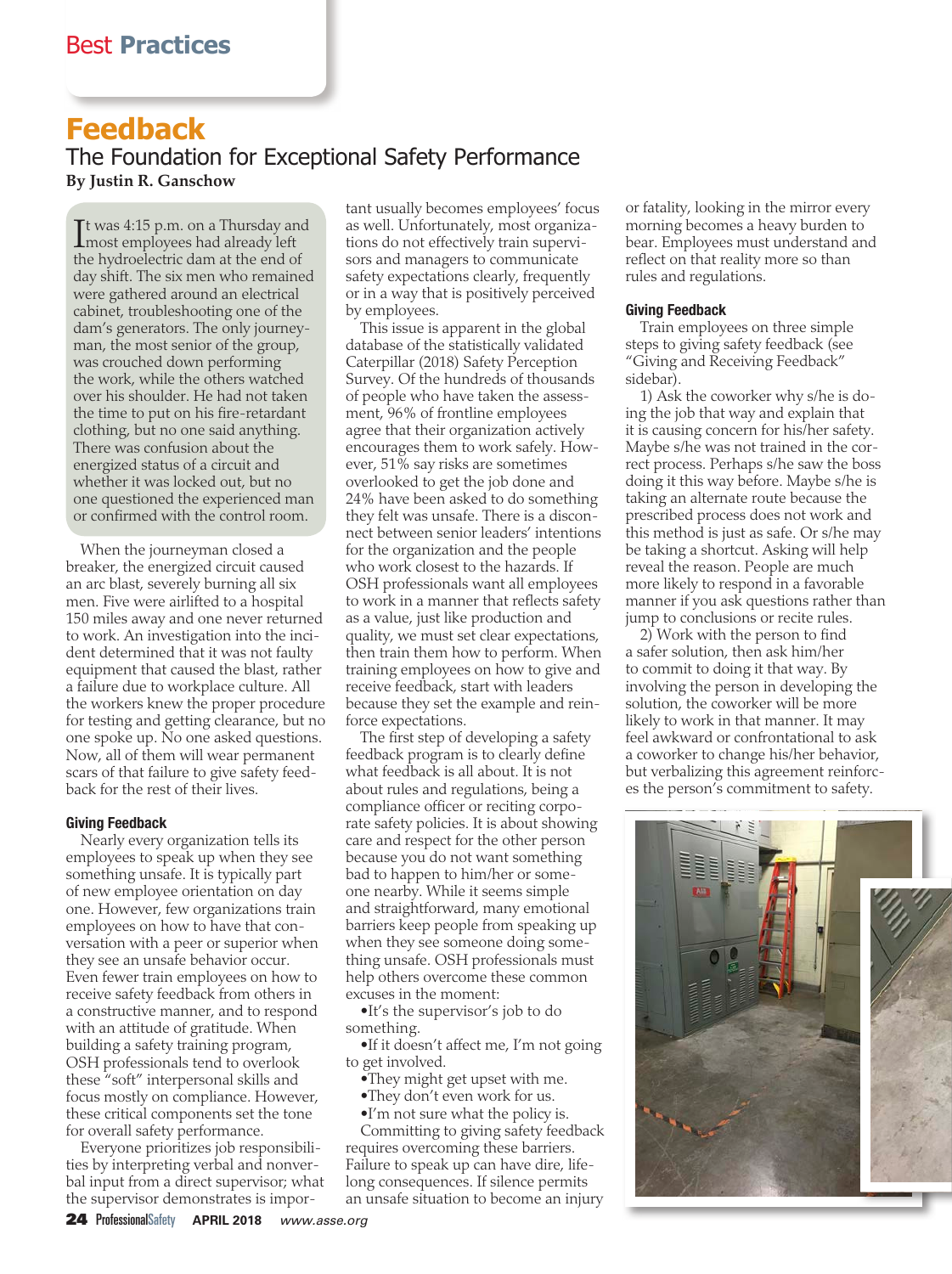Best Practices

# Feedback

## The Foundation for Exceptional Safety Performance

**By Justin R. Ganschow**

It was 4:15 p.m. on a Thursday and most employees had already left the hydroelectric dam at the end of day shift. The six men who remained were gathered around an electrical cabinet, troubleshooting one of the dam's generators. The only journeyman, the most senior of the group, was crouched down performing the work, while the others watched over his shoulder. He had not taken the time to put on his fire-retardant clothing, but no one said anything. There was confusion about the energized status of a circuit and whether it was locked out, but no one questioned the experienced man or confirmed with the control room.

When the journeyman closed a breaker, the energized circuit caused an arc blast, severely burning all six men. Five were airlifted to a hospital 150 miles away and one never returned to work. An investigation into the incident determined that it was not faulty equipment that caused the blast, rather a failure due to workplace culture. All the workers knew the proper procedure for testing and getting clearance, but no one spoke up. No one asked questions. Now, all of them will wear permanent scars of that failure to give safety feedback for the rest of their lives.

### Giving Feedback

Nearly every organization tells its employees to speak up when they see something unsafe. It is typically part of new employee orientation on day one. However, few organizations train employees on how to have that conversation with a peer or superior when they see an unsafe behavior occur. Even fewer train employees on how to receive safety feedback from others in a constructive manner, and to respond with an attitude of gratitude. When building a safety training program, OSH professionals tend to overlook these "soft" interpersonal skills and focus mostly on compliance. However, these critical components set the tone for overall safety performance.

Everyone prioritizes job responsibilities by interpreting verbal and nonverbal input from a direct supervisor; what the supervisor demonstrates is important usually becomes employees' focus as well. Unfortunately, most organizations do not effectively train supervisors and managers to communicate safety expectations clearly, frequently or in a way that is positively perceived by employees.

This issue is apparent in the global database of the statistically validated Caterpillar (2018) Safety Perception Survey. Of the hundreds of thousands of people who have taken the assessment, 96% of frontline employees agree that their organization actively encourages them to work safely. However, 51% say risks are sometimes overlooked to get the job done and 24% have been asked to do something they felt was unsafe. There is a disconnect between senior leaders' intentions for the organization and the people who work closest to the hazards. If OSH professionals want all employees to work in a manner that reflects safety as a value, just like production and quality, we must set clear expectations, then train them how to perform. When training employees on how to give and receive feedback, start with leaders because they set the example and reinforce expectations.

The first step of developing a safety feedback program is to clearly define what feedback is all about. It is not about rules and regulations, being a compliance officer or reciting corporate safety policies. It is about showing care and respect for the other person because you do not want something bad to happen to him/her or someone nearby. While it seems simple and straightforward, many emotional barriers keep people from speaking up when they see someone doing something unsafe. OSH professionals must help others overcome these common excuses in the moment:

- It's the supervisor's job to do something.
- If it doesn't affect me, I'm not going to get involved.
- They might get upset with me.
- They don't even work for us.
- I'm not sure what the policy is.

Committing to giving safety feedback requires overcoming these barriers. Failure to speak up can have dire, lifelong consequences. If silence permits an unsafe situation to become an injury or fatality, looking in the mirror every morning becomes a heavy burden to bear. Employees must understand and reflect on that reality more so than rules and regulations.

### Giving Feedback

Train employees on three simple steps to giving safety feedback (see "Giving and Receiving Feedback" sidebar).

1) Ask the coworker why s/he is doing the job that way and explain that it is causing concern for his/her safety. Maybe s/he was not trained in the correct process. Perhaps s/he saw the boss doing it this way before. Maybe s/he is taking an alternate route because the prescribed process does not work and this method is just as safe. Or s/he may be taking a shortcut. Asking will help reveal the reason. People are much more likely to respond in a favorable manner if you ask questions rather than jump to conclusions or recite rules.

2) Work with the person to find a safer solution, then ask him/her to commit to doing it that way. By involving the person in developing the solution, the coworker will be more likely to work in that manner. It may feel awkward or confrontational to ask a coworker to change his/her behavior, but verbalizing this agreement reinforces the person's commitment to safety.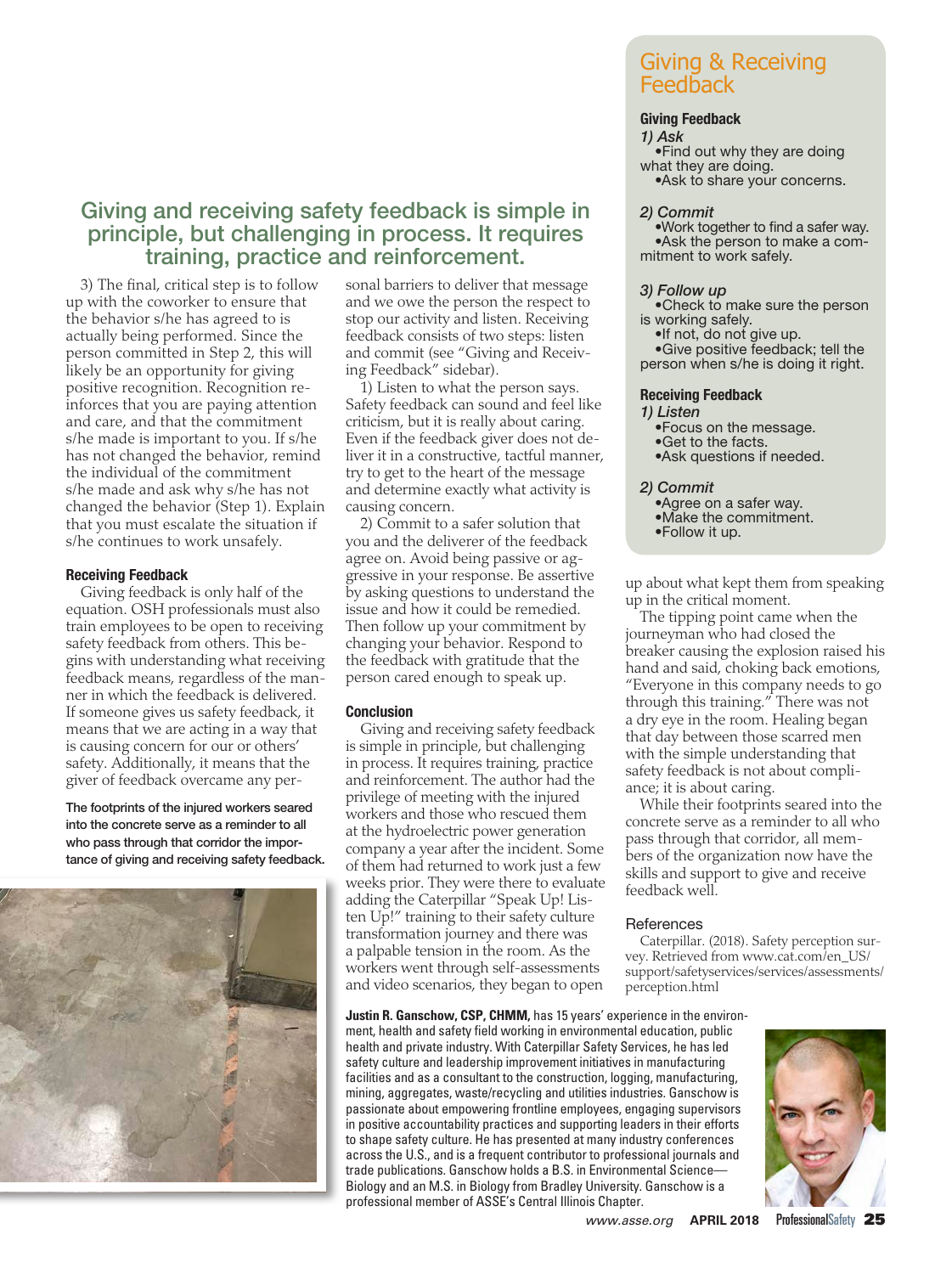## Giving and receiving safety feedback is simple in principle, but challenging in process. It requires training, practice and reinforcement.

3) The final, critical step is to follow up with the coworker to ensure that the behavior s/he has agreed to is actually being performed. Since the person committed in Step 2, this will likely be an opportunity for giving positive recognition. Recognition reinforces that you are paying attention and care, and that the commitment s/he made is important to you. If s/he has not changed the behavior, remind the individual of the commitment s/he made and ask why s/he has not changed the behavior (Step 1). Explain that you must escalate the situation if s/he continues to work unsafely.

### Receiving Feedback

Giving feedback is only half of the equation. OSH professionals must also train employees to be open to receiving safety feedback from others. This begins with understanding what receiving feedback means, regardless of the manner in which the feedback is delivered. If someone gives us safety feedback, it means that we are acting in a way that is causing concern for our or others' safety. Additionally, it means that the giver of feedback overcame any personal barriers to deliver that message and we owe the person the respect to stop our activity and listen. Receiving feedback consists of two steps: listen and commit (see "Giving and Receiving Feedback" sidebar).

1) Listen to what the person says. Safety feedback can sound and feel like criticism, but it is really about caring. Even if the feedback giver does not deliver it in a constructive, tactful manner, try to get to the heart of the message and determine exactly what activity is causing concern.

2) Commit to a safer solution that you and the deliverer of the feedback agree on. Avoid being passive or aggressive in your response. Be assertive by asking questions to understand the issue and how it could be remedied. Then follow up your commitment by changing your behavior. Respond to the feedback with gratitude that the person cared enough to speak up.

**The footprints of the injured workers seared into the concrete serve as a reminder to all who pass through that corridor the importance of giving and receiving safety feedback.**

### Conclusion

Giving and receiving safety feedback is simple in principle, but challenging in process. It requires training, practice and reinforcement. The author had the privilege of meeting with the injured workers and those who rescued them at the hydroelectric power generation company a year after the incident. Some of them had returned to work just a few weeks prior. They were there to evaluate adding the Caterpillar "Speak Up! Listen Up!" training to their safety culture transformation journey and there was a palpable tension in the room. As the workers went through self-assessments and video scenarios, they began to open up about what kept them from speaking up in the critical moment.

The tipping point came when the journeyman who had closed the breaker causing the explosion raised his hand and said, choking back emotions, "Everyone in this company needs to go through this training." There was not a dry eye in the room. Healing began that day between those scarred men with the simple understanding that safety feedback is not about compliance; it is about caring.

While their footprints seared into the concrete serve as a reminder to all who pass through that corridor, all members of the organization now have the skills and support to give and receive feedback well.

## Giving & Receiving Feedback

**Giving Feedback**

*1) Ask*
- Find out why they are doing what they are doing.
- Ask to share your concerns.

*2) Commit*
- Work together to find a safer way.
- Ask the person to make a commitment to work safely.

*3) Follow up*
- Check to make sure the person is working safely.
- If not, do not give up.
- Give positive feedback; tell the person when s/he is doing it right.

**Receiving Feedback**

*1) Listen*
- Focus on the message.
- Get to the facts.
- Ask questions if needed.

*2) Commit*
- Agree on a safer way.
- Make the commitment.
- Follow it up.

### References

Caterpillar. (2018). Safety perception survey. Retrieved from www.cat.com/en_US/support/safetyservices/services/assessments/perception.html

**Justin R. Ganschow, CSP, CHMM,** has 15 years' experience in the environment, health and safety field working in environmental education, public health and private industry. With Caterpillar Safety Services, he has led safety culture and leadership improvement initiatives in manufacturing facilities and as a consultant to the construction, logging, manufacturing, mining, aggregates, waste/recycling and utilities industries. Ganschow is passionate about empowering frontline employees, engaging supervisors in positive accountability practices and supporting leaders in their efforts to shape safety culture. He has presented at many industry conferences across the U.S., and is a frequent contributor to professional journals and trade publications. Ganschow holds a B.S. in Environmental Science—Biology and an M.S. in Biology from Bradley University. Ganschow is a professional member of ASSE's Central Illinois Chapter.